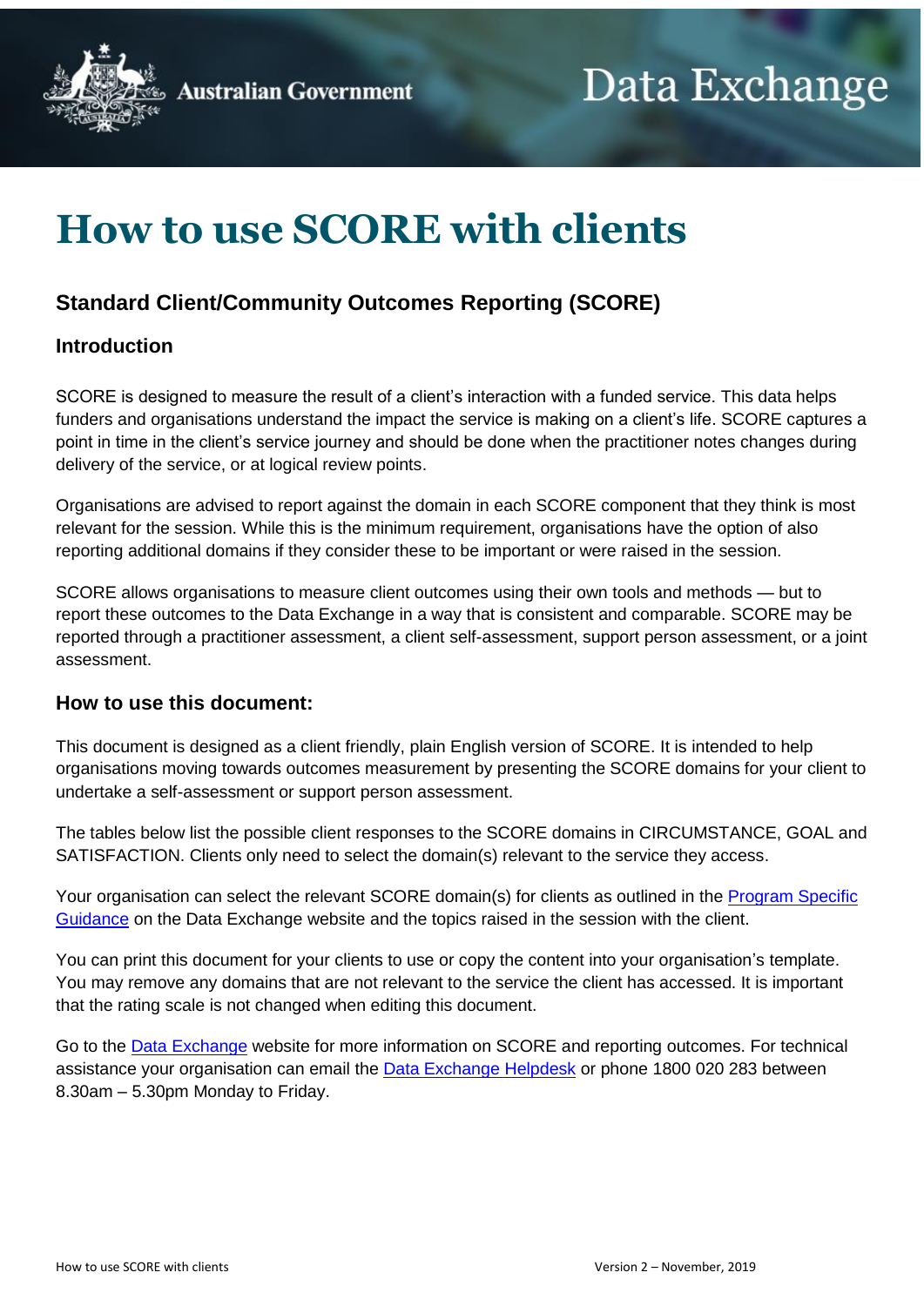# How to use SCORE with clients

## Standard Client/Community Outcomes Reporting (SCORE)

### Introduction

SCORE is designed to measure the result of a client's interaction with a funded service. This data helps funders and organisations understand the impact the service is making on a client's life. SCORE captures a point in time in the client's service journey and should be done when the practitioner notes changes during delivery of the service, or at logical review points.

Organisations are advised to report against the domain in each SCORE component that they think is most relevant for the session. While this is the minimum requirement, organisations have the option of also reporting additional domains if they consider these to be important or were raised in the session.

SCORE allows organisations to measure client outcomes using their own tools and methods — but to report these outcomes to the Data Exchange in a way that is consistent and comparable. SCORE may be reported through a practitioner assessment, a client self-assessment, support person assessment, or a joint assessment.

### How to use this document:

This document is designed as a client friendly, plain English version of SCORE. It is intended to help organisations moving towards outcomes measurement by presenting the SCORE domains for your client to undertake a self-assessment or support person assessment.

The tables below list the possible client responses to the SCORE domains in CIRCUMSTANCE, GOAL and SATISFACTION. Clients only need to select the domain(s) relevant to the service they access.

Your organisation can select the relevant SCORE domain(s) for clients as outlined in the [Program Specific Guidance] on the Data Exchange website and the topics raised in the session with the client.

You can print this document for your clients to use or copy the content into your organisation's template. You may remove any domains that are not relevant to the service the client has accessed. It is important that the rating scale is not changed when editing this document.

Go to the [Data Exchange] website for more information on SCORE and reporting outcomes. For technical assistance your organisation can email the [Data Exchange Helpdesk] or phone 1800 020 283 between 8.30am – 5.30pm Monday to Friday.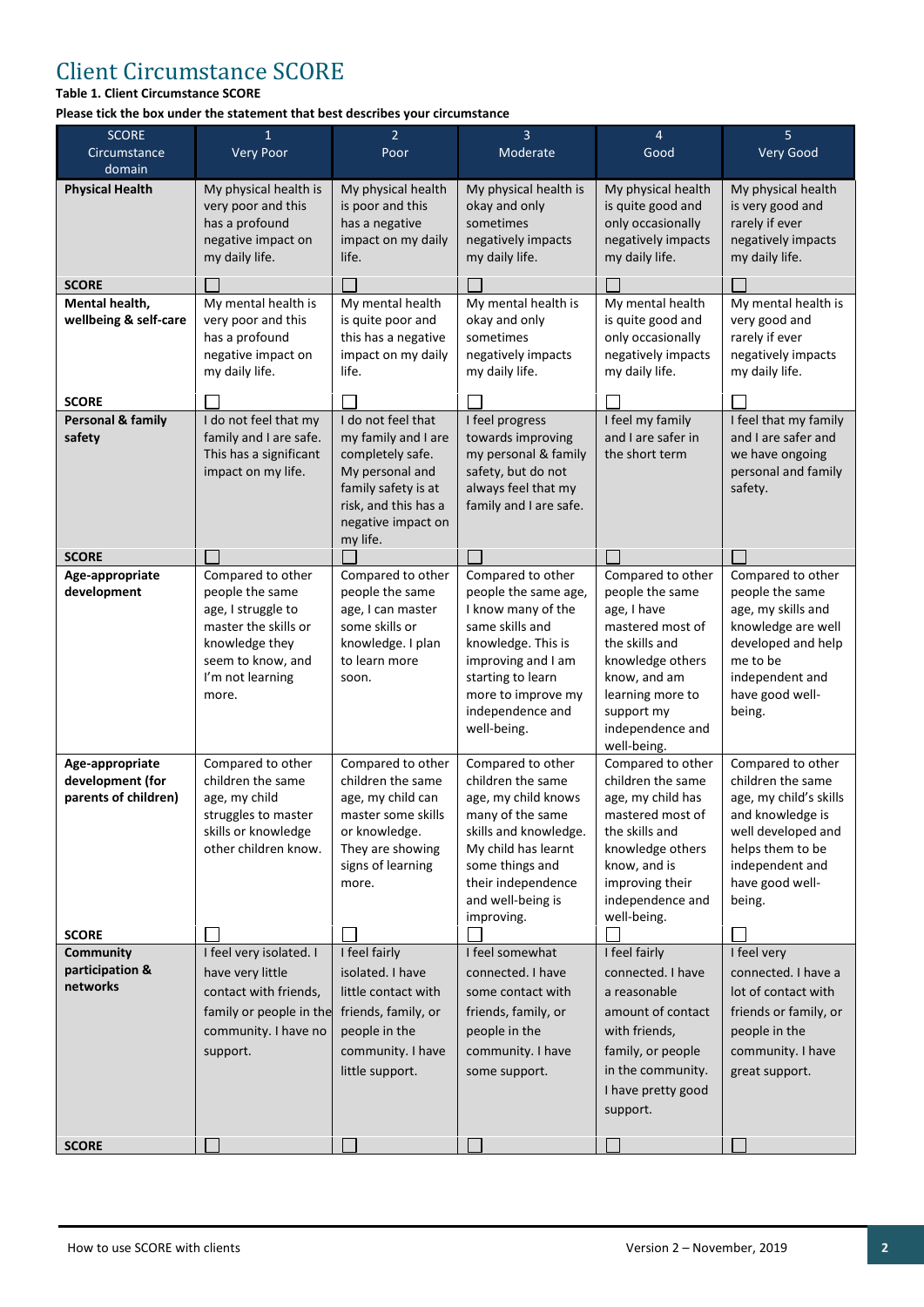# Client Circumstance SCORE

**Table 1. Client Circumstance SCORE**

**Please tick the box under the statement that best describes your circumstance**

| SCORE Circumstance domain | 1 Very Poor | 2 Poor | 3 Moderate | 4 Good | 5 Very Good |
|---|---|---|---|---|---|
| **Physical Health** | My physical health is very poor and this has a profound negative impact on my daily life. | My physical health is poor and this has a negative impact on my daily life. | My physical health is okay and only sometimes negatively impacts my daily life. | My physical health is quite good and only occasionally negatively impacts my daily life. | My physical health is very good and rarely if ever negatively impacts my daily life. |
| **SCORE** | ☐ | ☐ | ☐ | ☐ | ☐ |
| **Mental health, wellbeing & self-care** | My mental health is very poor and this has a profound negative impact on my daily life. | My mental health is quite poor and this has a negative impact on my daily life. | My mental health is okay and only sometimes negatively impacts my daily life. | My mental health is quite good and only occasionally negatively impacts my daily life. | My mental health is very good and rarely if ever negatively impacts my daily life. |
| **SCORE** | ☐ | ☐ | ☐ | ☐ | ☐ |
| **Personal & family safety** | I do not feel that my family and I are safe. This has a significant impact on my life. | I do not feel that my family and I are completely safe. My personal and family safety is at risk, and this has a negative impact on my life. | I feel progress towards improving my personal & family safety, but do not always feel that my family and I are safe. | I feel my family and I are safer in the short term | I feel that my family and I are safer and we have ongoing personal and family safety. |
| **SCORE** | ☐ | ☐ | ☐ | ☐ | ☐ |
| **Age-appropriate development** | Compared to other people the same age, I struggle to master the skills or knowledge they seem to know, and I'm not learning more. | Compared to other people the same age, I can master some skills or knowledge. I plan to learn more soon. | Compared to other people the same age, I know many of the same skills and knowledge. This is improving and I am starting to learn more to improve my independence and well-being. | Compared to other people the same age, I have mastered most of the skills and knowledge others know, and am learning more to support my independence and well-being. | Compared to other people the same age, my skills and knowledge are well developed and help me to be independent and have good well-being. |
| **Age-appropriate development (for parents of children)** | Compared to other children the same age, my child struggles to master skills or knowledge other children know. | Compared to other children the same age, my child can master some skills or knowledge. They are showing signs of learning more. | Compared to other children the same age, my child knows many of the same skills and knowledge. My child has learnt some things and their independence and well-being is improving. | Compared to other children the same age, my child has mastered most of the skills and knowledge others know, and is improving their independence and well-being. | Compared to other children the same age, my child's skills and knowledge is well developed and helps them to be independent and have good well-being. |
| **SCORE** | ☐ | ☐ | ☐ | ☐ | ☐ |
| **Community participation & networks** | I feel very isolated. I have very little contact with friends, family or people in the community. I have no support. | I feel fairly isolated. I have little contact with friends, family, or people in the community. I have little support. | I feel somewhat connected. I have some contact with friends, family, or people in the community. I have some support. | I feel fairly connected. I have a reasonable amount of contact with friends, family, or people in the community. I have pretty good support. | I feel very connected. I have a lot of contact with friends or family, or people in the community. I have great support. |
| **SCORE** | ☐ | ☐ | ☐ | ☐ | ☐ |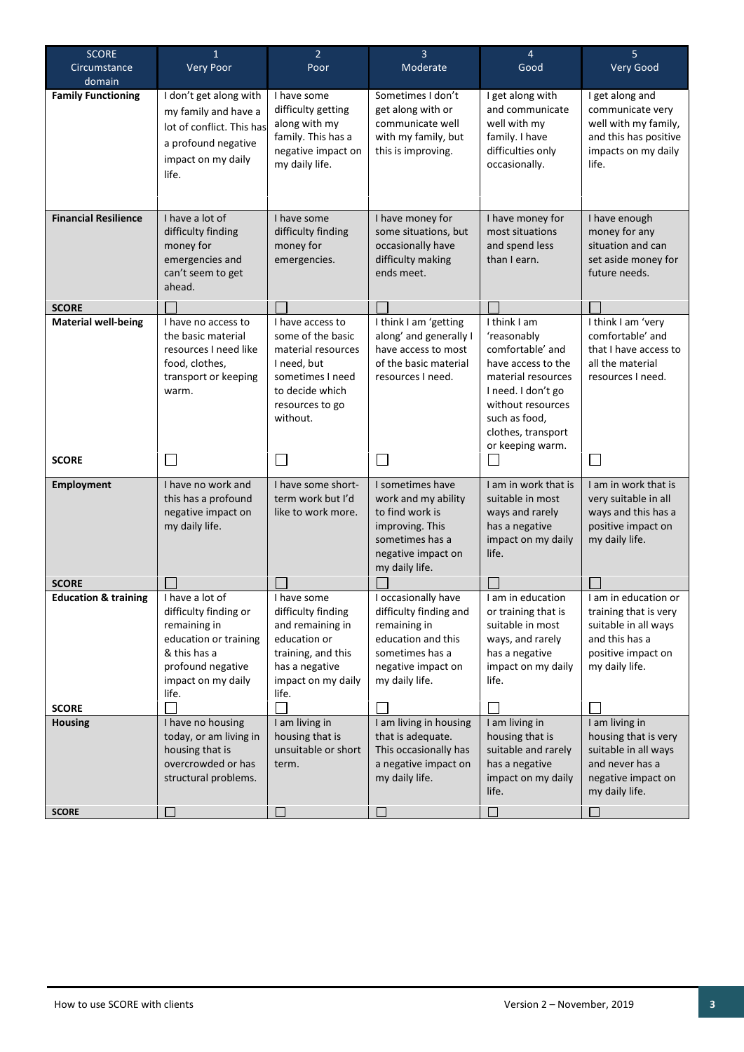| SCORE Circumstance domain | 1 Very Poor | 2 Poor | 3 Moderate | 4 Good | 5 Very Good |
|---|---|---|---|---|---|
| **Family Functioning** | I don't get along with my family and have a lot of conflict. This has a profound negative impact on my daily life. | I have some difficulty getting along with my family. This has a negative impact on my daily life. | Sometimes I don't get along with or communicate well with my family, but this is improving. | I get along with and communicate well with my family. I have difficulties only occasionally. | I get along and communicate very well with my family, and this has positive impacts on my daily life. |
| **Financial Resilience** | I have a lot of difficulty finding money for emergencies and can't seem to get ahead. | I have some difficulty finding money for emergencies. | I have money for some situations, but occasionally have difficulty making ends meet. | I have money for most situations and spend less than I earn. | I have enough money for any situation and can set aside money for future needs. |
| **SCORE** | ☐ | ☐ | ☐ | ☐ | ☐ |
| **Material well-being** | I have no access to the basic material resources I need like food, clothes, transport or keeping warm. | I have access to some of the basic material resources I need, but sometimes I need to decide which resources to go without. | I think I am 'getting along' and generally I have access to most of the basic material resources I need. | I think I am 'reasonably comfortable' and have access to the material resources I need. I don't go without resources such as food, clothes, transport or keeping warm. | I think I am 'very comfortable' and that I have access to all the material resources I need. |
| **SCORE** | ☐ | ☐ | ☐ | ☐ | ☐ |
| **Employment** | I have no work and this has a profound negative impact on my daily life. | I have some short-term work but I'd like to work more. | I sometimes have work and my ability to find work is improving. This sometimes has a negative impact on my daily life. | I am in work that is suitable in most ways and rarely has a negative impact on my daily life. | I am in work that is very suitable in all ways and this has a positive impact on my daily life. |
| **SCORE** | ☐ | ☐ | ☐ | ☐ | ☐ |
| **Education & training** | I have a lot of difficulty finding or remaining in education or training & this has a profound negative impact on my daily life. | I have some difficulty finding and remaining in education or training, and this has a negative impact on my daily life. | I occasionally have difficulty finding and remaining in education and this sometimes has a negative impact on my daily life. | I am in education or training that is suitable in most ways, and rarely has a negative impact on my daily life. | I am in education or training that is very suitable in all ways and this has a positive impact on my daily life. |
| **SCORE** | ☐ | ☐ | ☐ | ☐ | ☐ |
| **Housing** | I have no housing today, or am living in housing that is overcrowded or has structural problems. | I am living in housing that is unsuitable or short term. | I am living in housing that is adequate. This occasionally has a negative impact on my daily life. | I am living in housing that is suitable and rarely has a negative impact on my daily life. | I am living in housing that is very suitable in all ways and never has a negative impact on my daily life. |
| **SCORE** | ☐ | ☐ | ☐ | ☐ | ☐ |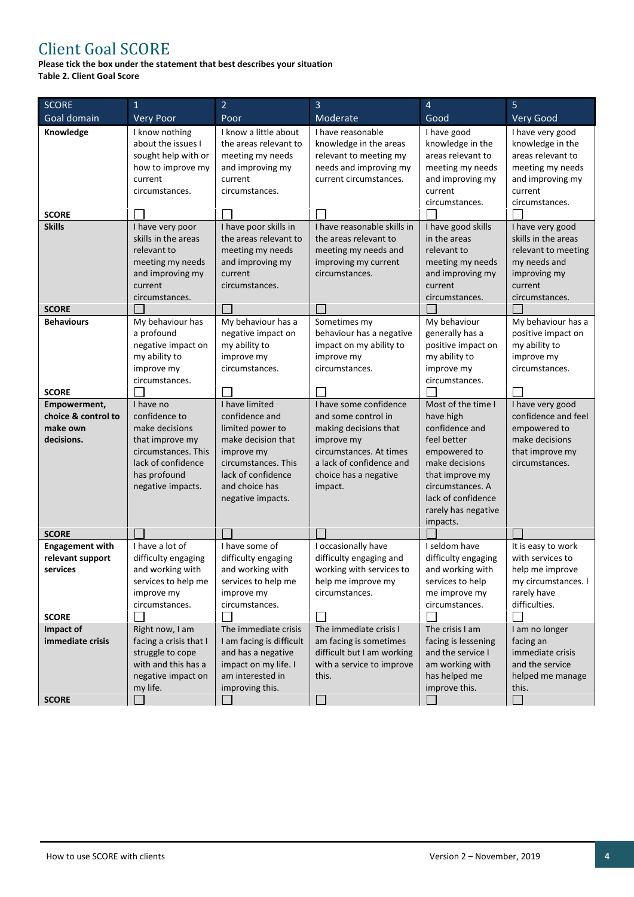# Client Goal SCORE

**Please tick the box under the statement that best describes your situation**

**Table 2. Client Goal Score**

| SCORE<br>Goal domain | 1<br>Very Poor | 2<br>Poor | 3<br>Moderate | 4<br>Good | 5<br>Very Good |
|---|---|---|---|---|---|
| **Knowledge** | I know nothing about the issues I sought help with or how to improve my current circumstances. | I know a little about the areas relevant to meeting my needs and improving my current circumstances. | I have reasonable knowledge in the areas relevant to meeting my needs and improving my current circumstances. | I have good knowledge in the areas relevant to meeting my needs and improving my current circumstances. | I have very good knowledge in the areas relevant to meeting my needs and improving my current circumstances. |
| **SCORE** | ☐ | ☐ | ☐ | ☐ | ☐ |
| **Skills** | I have very poor skills in the areas relevant to meeting my needs and improving my current circumstances. | I have poor skills in the areas relevant to meeting my needs and improving my current circumstances. | I have reasonable skills in the areas relevant to meeting my needs and improving my current circumstances. | I have good skills in the areas relevant to meeting my needs and improving my current circumstances. | I have very good skills in the areas relevant to meeting my needs and improving my current circumstances. |
| **SCORE** | ☐ | ☐ | ☐ | ☐ | ☐ |
| **Behaviours** | My behaviour has a profound negative impact on my ability to improve my circumstances. | My behaviour has a negative impact on my ability to improve my circumstances. | Sometimes my behaviour has a negative impact on my ability to improve my circumstances. | My behaviour generally has a positive impact on my ability to improve my circumstances. | My behaviour has a positive impact on my ability to improve my circumstances. |
| **SCORE** | ☐ | ☐ | ☐ | ☐ | ☐ |
| **Empowerment, choice & control to make own decisions.** | I have no confidence to make decisions that improve my circumstances. This lack of confidence has profound negative impacts. | I have limited confidence and limited power to make decision that improve my circumstances. This lack of confidence and choice has negative impacts. | I have some confidence and some control in making decisions that improve my circumstances. At times a lack of confidence and choice has a negative impact. | Most of the time I have high confidence and feel better empowered to make decisions that improve my circumstances. A lack of confidence rarely has negative impacts. | I have very good confidence and feel empowered to make decisions that improve my circumstances. |
| **SCORE** | ☐ | ☐ | ☐ | ☐ | ☐ |
| **Engagement with relevant support services** | I have a lot of difficulty engaging and working with services to help me improve my circumstances. | I have some of difficulty engaging and working with services to help me improve my circumstances. | I occasionally have difficulty engaging and working with services to help me improve my circumstances. | I seldom have difficulty engaging and working with services to help me improve my circumstances. | It is easy to work with services to help me improve my circumstances. I rarely have difficulties. |
| **SCORE** | ☐ | ☐ | ☐ | ☐ | ☐ |
| **Impact of immediate crisis** | Right now, I am facing a crisis that I struggle to cope with and this has a negative impact on my life. | The immediate crisis I am facing is difficult and has a negative impact on my life. I am interested in improving this. | The immediate crisis I am facing is sometimes difficult but I am working with a service to improve this. | The crisis I am facing is lessening and the service I am working with has helped me improve this. | I am no longer facing an immediate crisis and the service helped me manage this. |
| **SCORE** | ☐ | ☐ | ☐ | ☐ | ☐ |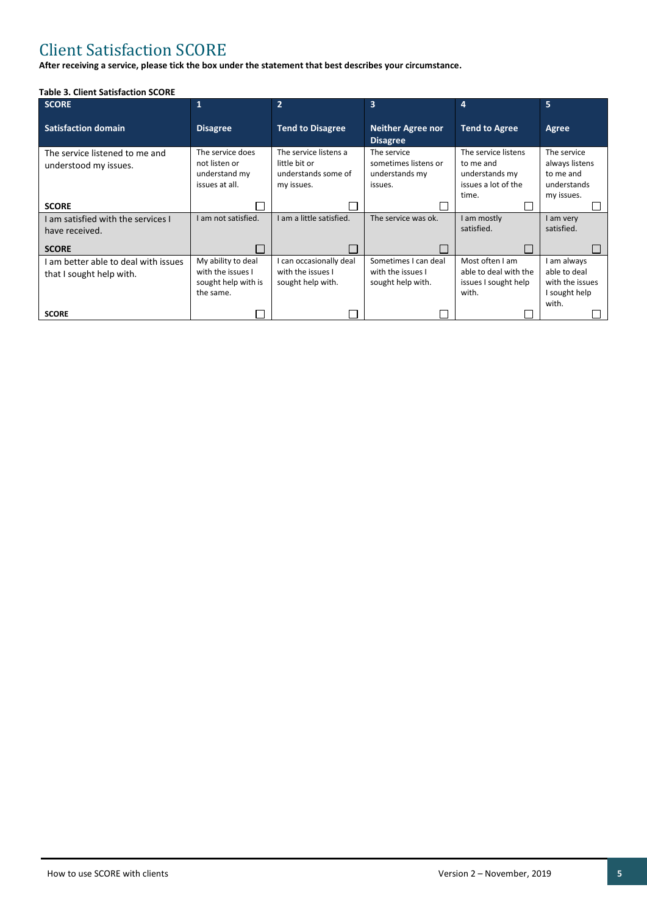# Client Satisfaction SCORE

**After receiving a service, please tick the box under the statement that best describes your circumstance.**

**Table 3. Client Satisfaction SCORE**

| SCORE<br><br>Satisfaction domain | 1<br><br>Disagree | 2<br><br>Tend to Disagree | 3<br><br>Neither Agree nor Disagree | 4<br><br>Tend to Agree | 5<br><br>Agree |
|---|---|---|---|---|---|
| The service listened to me and understood my issues. | The service does not listen or understand my issues at all. | The service listens a little bit or understands some of my issues. | The service sometimes listens or understands my issues. | The service listens to me and understands my issues a lot of the time. | The service always listens to me and understands my issues. |
| **SCORE** | ☐ | ☐ | ☐ | ☐ | ☐ |
| I am satisfied with the services I have received. | I am not satisfied. | I am a little satisfied. | The service was ok. | I am mostly satisfied. | I am very satisfied. |
| **SCORE** | ☐ | ☐ | ☐ | ☐ | ☐ |
| I am better able to deal with issues that I sought help with. | My ability to deal with the issues I sought help with is the same. | I can occasionally deal with the issues I sought help with. | Sometimes I can deal with the issues I sought help with. | Most often I am able to deal with the issues I sought help with. | I am always able to deal with the issues I sought help with. |
| **SCORE** | ☐ | ☐ | ☐ | ☐ | ☐ |